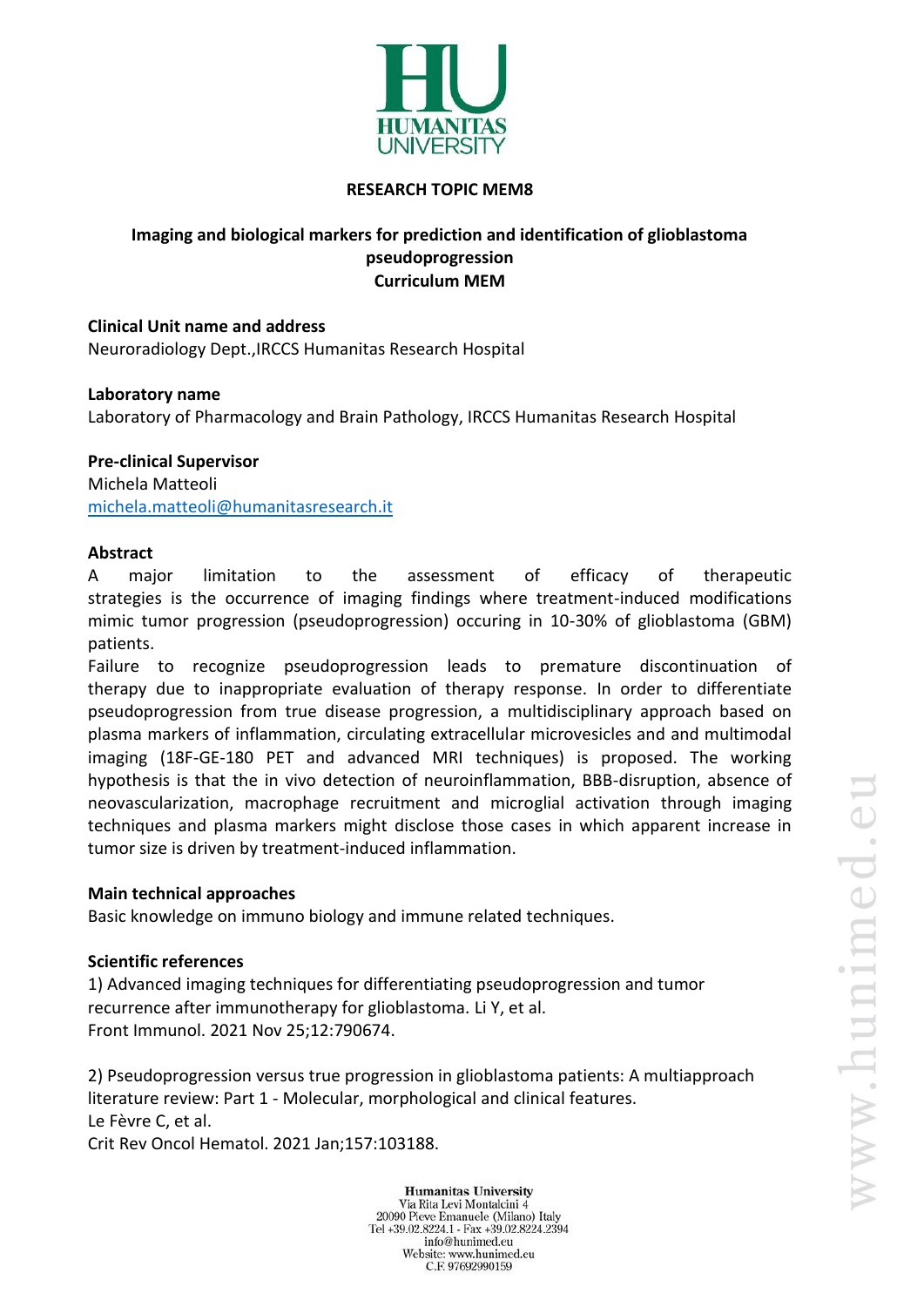**RESEARCH TOPIC MEM8**

# Imaging and biological markers for prediction and identification of glioblastoma pseudoprogression

**Curriculum MEM**

**Clinical Unit name and address**
Neuroradiology Dept.,IRCCS Humanitas Research Hospital

**Laboratory name**
Laboratory of Pharmacology and Brain Pathology, IRCCS Humanitas Research Hospital

**Pre-clinical Supervisor**
Michela Matteoli
michela.matteoli@humanitasresearch.it

**Abstract**
A major limitation to the assessment of efficacy of therapeutic strategies is the occurrence of imaging findings where treatment-induced modifications mimic tumor progression (pseudoprogression) occuring in 10-30% of glioblastoma (GBM) patients.
Failure to recognize pseudoprogression leads to premature discontinuation of therapy due to inappropriate evaluation of therapy response. In order to differentiate pseudoprogression from true disease progression, a multidisciplinary approach based on plasma markers of inflammation, circulating extracellular microvesicles and and multimodal imaging (18F-GE-180 PET and advanced MRI techniques) is proposed. The working hypothesis is that the in vivo detection of neuroinflammation, BBB-disruption, absence of neovascularization, macrophage recruitment and microglial activation through imaging techniques and plasma markers might disclose those cases in which apparent increase in tumor size is driven by treatment-induced inflammation.

**Main technical approaches**
Basic knowledge on immuno biology and immune related techniques.

**Scientific references**
1) Advanced imaging techniques for differentiating pseudoprogression and tumor recurrence after immunotherapy for glioblastoma. Li Y, et al.
Front Immunol. 2021 Nov 25;12:790674.

2) Pseudoprogression versus true progression in glioblastoma patients: A multiapproach literature review: Part 1 - Molecular, morphological and clinical features.
Le Fèvre C, et al.
Crit Rev Oncol Hematol. 2021 Jan;157:103188.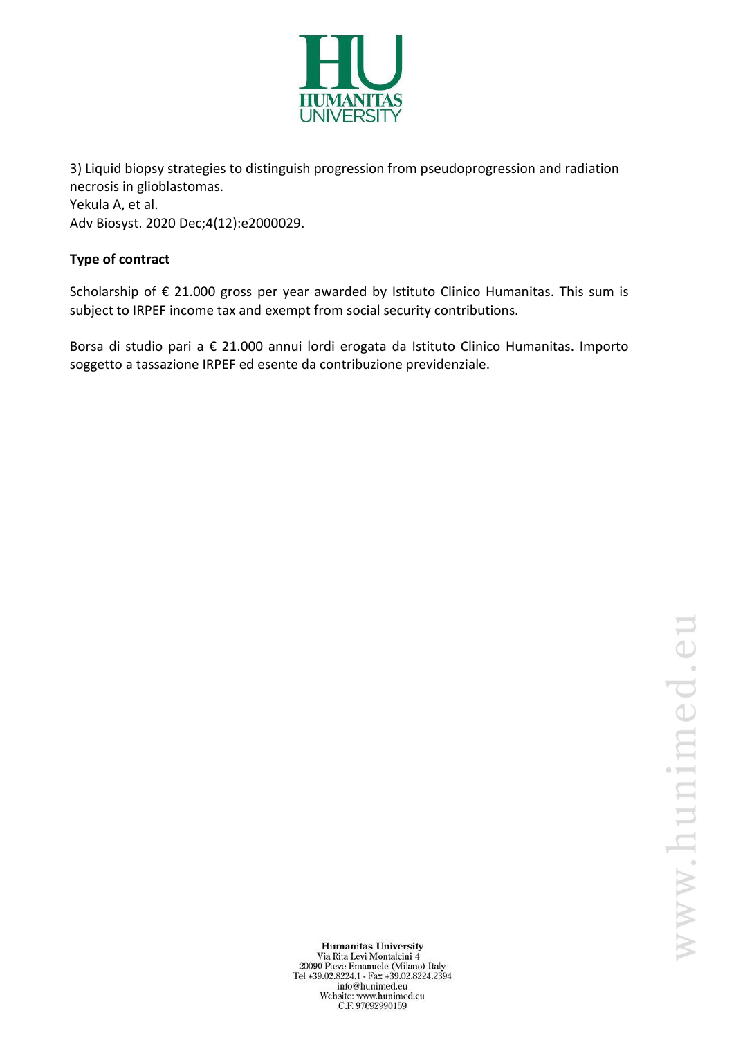3) Liquid biopsy strategies to distinguish progression from pseudoprogression and radiation necrosis in glioblastomas.
Yekula A, et al.
Adv Biosyst. 2020 Dec;4(12):e2000029.

**Type of contract**

Scholarship of € 21.000 gross per year awarded by Istituto Clinico Humanitas. This sum is subject to IRPEF income tax and exempt from social security contributions.

Borsa di studio pari a € 21.000 annui lordi erogata da Istituto Clinico Humanitas. Importo soggetto a tassazione IRPEF ed esente da contribuzione previdenziale.